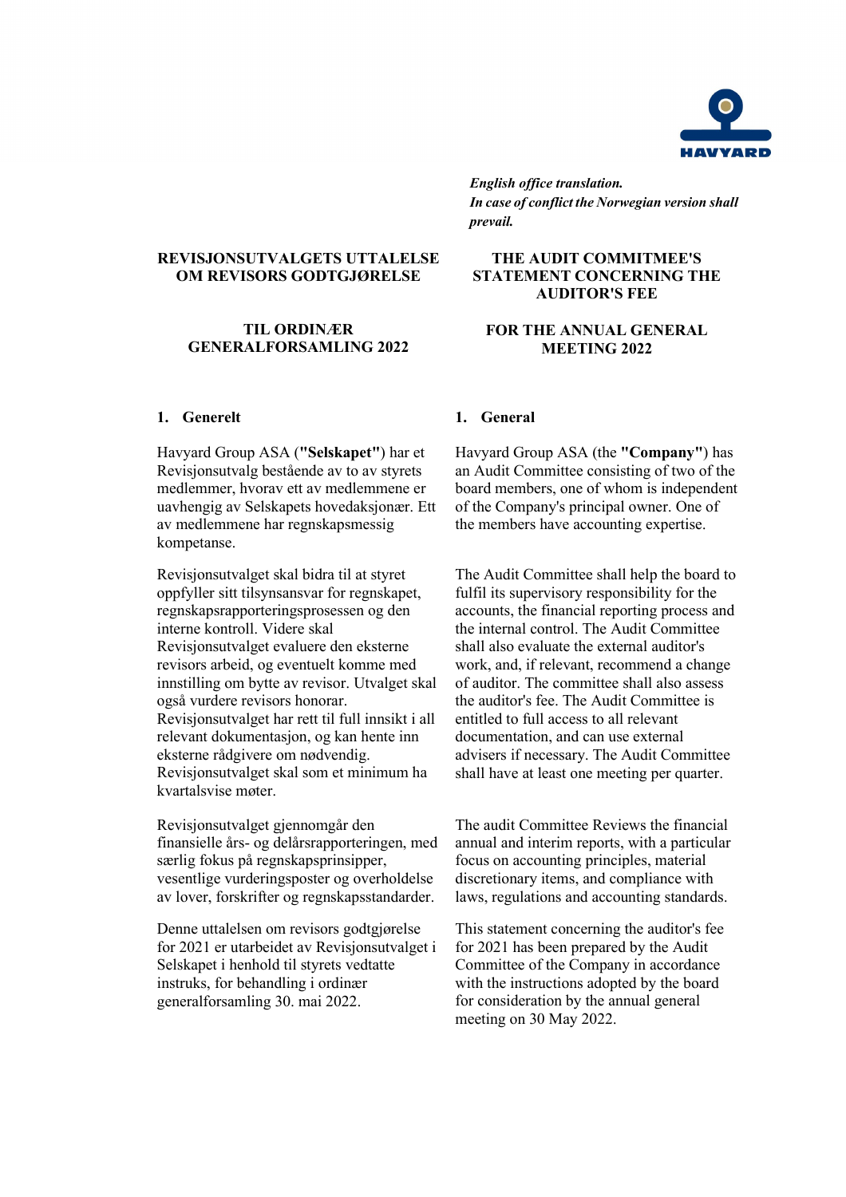HAVYARD

*English office translation.*
***In case of conflict the Norwegian version shall prevail.***

## REVISJONSUTVALGETS UTTALELSE OM REVISORS GODTGJØRELSE

## TIL ORDINÆR GENERALFORSAMLING 2022

### 1. Generelt

Havyard Group ASA (**"Selskapet"**) har et Revisjonsutvalg bestående av to av styrets medlemmer, hvorav ett av medlemmene er uavhengig av Selskapets hovedaksjonær. Ett av medlemmene har regnskapsmessig kompetanse.

Revisjonsutvalget skal bidra til at styret oppfyller sitt tilsynsansvar for regnskapet, regnskapsrapporteringsprosessen og den interne kontroll. Videre skal Revisjonsutvalget evaluere den eksterne revisors arbeid, og eventuelt komme med innstilling om bytte av revisor. Utvalget skal også vurdere revisors honorar. Revisjonsutvalget har rett til full innsikt i all relevant dokumentasjon, og kan hente inn eksterne rådgivere om nødvendig. Revisjonsutvalget skal som et minimum ha kvartalsvise møter.

Revisjonsutvalget gjennomgår den finansielle års- og delårsrapporteringen, med særlig fokus på regnskapsprinsipper, vesentlige vurderingsposter og overholdelse av lover, forskrifter og regnskapsstandarder.

Denne uttalelsen om revisors godtgjørelse for 2021 er utarbeidet av Revisjonsutvalget i Selskapet i henhold til styrets vedtatte instruks, for behandling i ordinær generalforsamling 30. mai 2022.

## THE AUDIT COMMITMEE'S STATEMENT CONCERNING THE AUDITOR'S FEE

## FOR THE ANNUAL GENERAL MEETING 2022

### 1. General

Havyard Group ASA (the **"Company"**) has an Audit Committee consisting of two of the board members, one of whom is independent of the Company's principal owner. One of the members have accounting expertise.

The Audit Committee shall help the board to fulfil its supervisory responsibility for the accounts, the financial reporting process and the internal control. The Audit Committee shall also evaluate the external auditor's work, and, if relevant, recommend a change of auditor. The committee shall also assess the auditor's fee. The Audit Committee is entitled to full access to all relevant documentation, and can use external advisers if necessary. The Audit Committee shall have at least one meeting per quarter.

The audit Committee Reviews the financial annual and interim reports, with a particular focus on accounting principles, material discretionary items, and compliance with laws, regulations and accounting standards.

This statement concerning the auditor's fee for 2021 has been prepared by the Audit Committee of the Company in accordance with the instructions adopted by the board for consideration by the annual general meeting on 30 May 2022.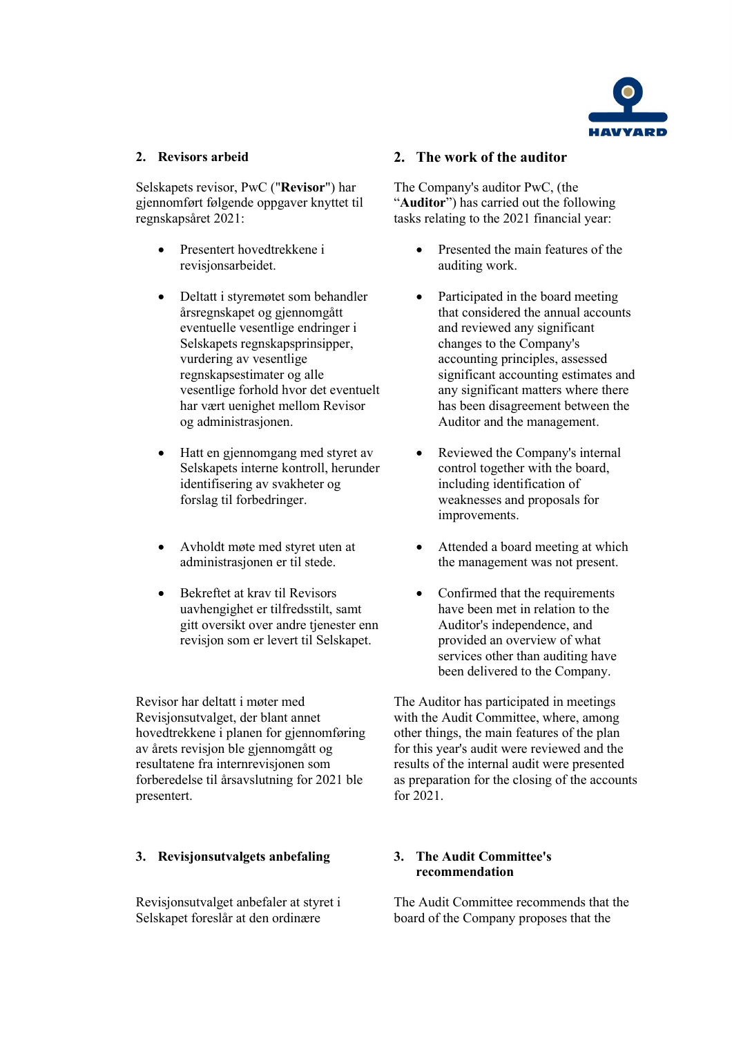## 2. Revisors arbeid

Selskapets revisor, PwC ("**Revisor**") har gjennomført følgende oppgaver knyttet til regnskapsåret 2021:

- Presentert hovedtrekkene i revisjonsarbeidet.
- Deltatt i styremøtet som behandler årsregnskapet og gjennomgått eventuelle vesentlige endringer i Selskapets regnskapsprinsipper, vurdering av vesentlige regnskapsestimater og alle vesentlige forhold hvor det eventuelt har vært uenighet mellom Revisor og administrasjonen.
- Hatt en gjennomgang med styret av Selskapets interne kontroll, herunder identifisering av svakheter og forslag til forbedringer.
- Avholdt møte med styret uten at administrasjonen er til stede.
- Bekreftet at krav til Revisors uavhengighet er tilfredsstilt, samt gitt oversikt over andre tjenester enn revisjon som er levert til Selskapet.

Revisor har deltatt i møter med Revisjonsutvalget, der blant annet hovedtrekkene i planen for gjennomføring av årets revisjon ble gjennomgått og resultatene fra internrevisjonen som forberedelse til årsavslutning for 2021 ble presentert.

## 2. The work of the auditor

The Company's auditor PwC, (the "**Auditor**") has carried out the following tasks relating to the 2021 financial year:

- Presented the main features of the auditing work.
- Participated in the board meeting that considered the annual accounts and reviewed any significant changes to the Company's accounting principles, assessed significant accounting estimates and any significant matters where there has been disagreement between the Auditor and the management.
- Reviewed the Company's internal control together with the board, including identification of weaknesses and proposals for improvements.
- Attended a board meeting at which the management was not present.
- Confirmed that the requirements have been met in relation to the Auditor's independence, and provided an overview of what services other than auditing have been delivered to the Company.

The Auditor has participated in meetings with the Audit Committee, where, among other things, the main features of the plan for this year's audit were reviewed and the results of the internal audit were presented as preparation for the closing of the accounts for 2021.

## 3. Revisjonsutvalgets anbefaling

Revisjonsutvalget anbefaler at styret i Selskapet foreslår at den ordinære

## 3. The Audit Committee's recommendation

The Audit Committee recommends that the board of the Company proposes that the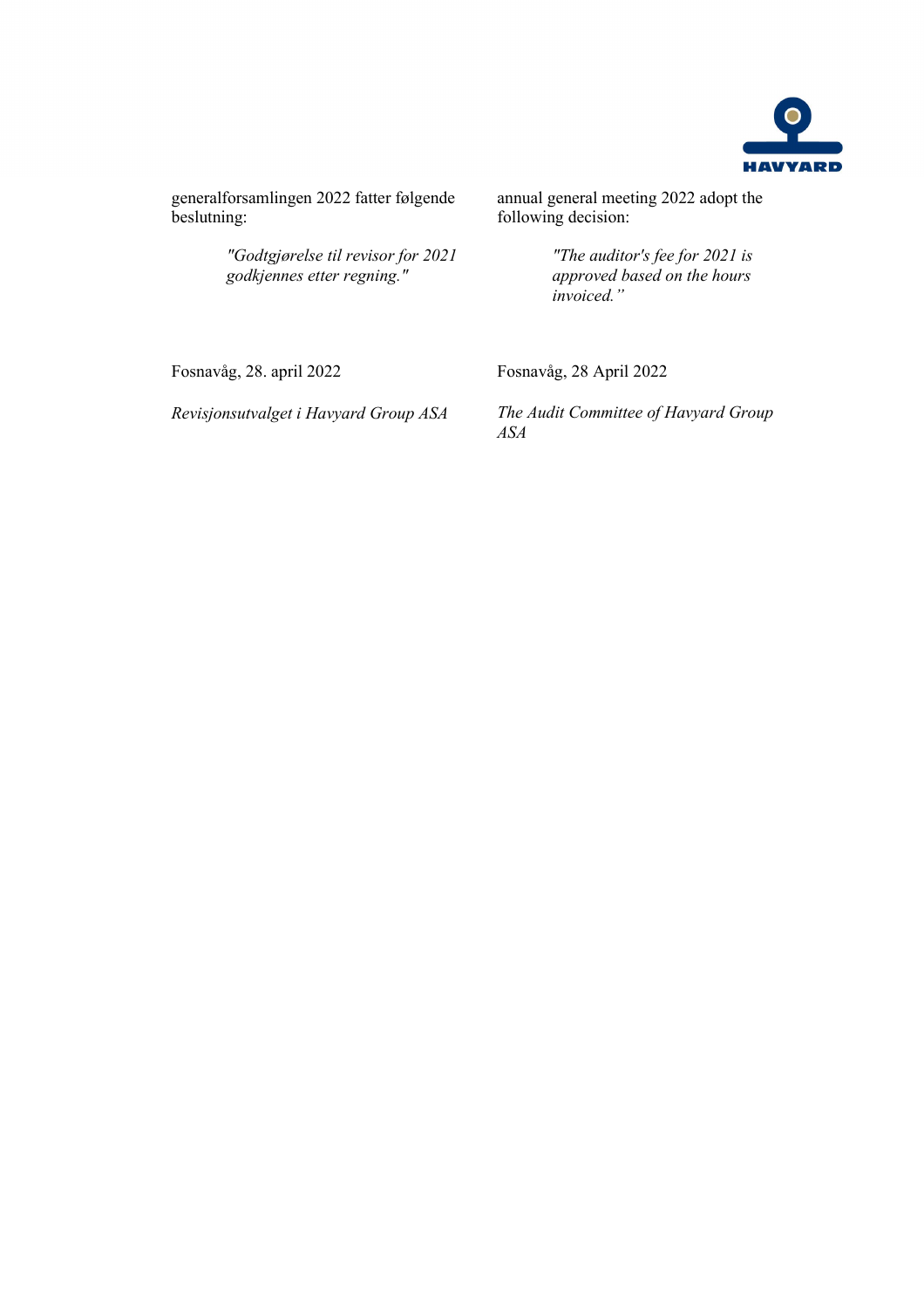generalforsamlingen 2022 fatter følgende beslutning:

> *"Godtgjørelse til revisor for 2021 godkjennes etter regning."*

Fosnavåg, 28. april 2022

*Revisjonsutvalget i Havyard Group ASA*

annual general meeting 2022 adopt the following decision:

> *"The auditor's fee for 2021 is approved based on the hours invoiced."*

Fosnavåg, 28 April 2022

*The Audit Committee of Havyard Group ASA*